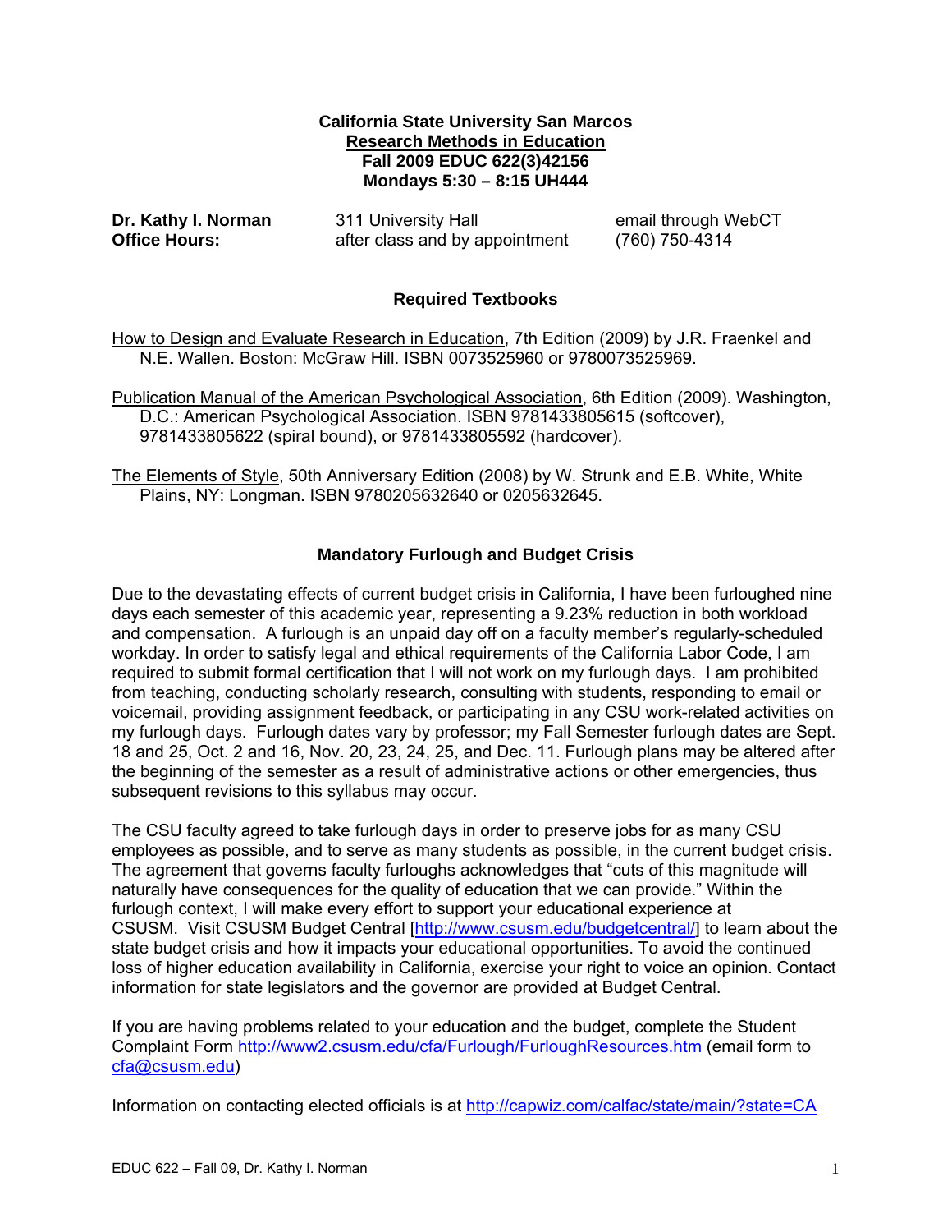**California State University San Marcos**
**Research Methods in Education**
**Fall 2009 EDUC 622(3)42156**
**Mondays 5:30 – 8:15 UH444**

**Dr. Kathy I. Norman** 311 University Hall email through WebCT
**Office Hours:** after class and by appointment (760) 750-4314

## Required Textbooks

How to Design and Evaluate Research in Education, 7th Edition (2009) by J.R. Fraenkel and N.E. Wallen. Boston: McGraw Hill. ISBN 0073525960 or 9780073525969.

Publication Manual of the American Psychological Association, 6th Edition (2009). Washington, D.C.: American Psychological Association. ISBN 9781433805615 (softcover), 9781433805622 (spiral bound), or 9781433805592 (hardcover).

The Elements of Style, 50th Anniversary Edition (2008) by W. Strunk and E.B. White, White Plains, NY: Longman. ISBN 9780205632640 or 0205632645.

## Mandatory Furlough and Budget Crisis

Due to the devastating effects of current budget crisis in California, I have been furloughed nine days each semester of this academic year, representing a 9.23% reduction in both workload and compensation. A furlough is an unpaid day off on a faculty member's regularly-scheduled workday. In order to satisfy legal and ethical requirements of the California Labor Code, I am required to submit formal certification that I will not work on my furlough days. I am prohibited from teaching, conducting scholarly research, consulting with students, responding to email or voicemail, providing assignment feedback, or participating in any CSU work-related activities on my furlough days. Furlough dates vary by professor; my Fall Semester furlough dates are Sept. 18 and 25, Oct. 2 and 16, Nov. 20, 23, 24, 25, and Dec. 11. Furlough plans may be altered after the beginning of the semester as a result of administrative actions or other emergencies, thus subsequent revisions to this syllabus may occur.

The CSU faculty agreed to take furlough days in order to preserve jobs for as many CSU employees as possible, and to serve as many students as possible, in the current budget crisis. The agreement that governs faculty furloughs acknowledges that "cuts of this magnitude will naturally have consequences for the quality of education that we can provide." Within the furlough context, I will make every effort to support your educational experience at CSUSM. Visit CSUSM Budget Central [http://www.csusm.edu/budgetcentral/] to learn about the state budget crisis and how it impacts your educational opportunities. To avoid the continued loss of higher education availability in California, exercise your right to voice an opinion. Contact information for state legislators and the governor are provided at Budget Central.

If you are having problems related to your education and the budget, complete the Student Complaint Form http://www2.csusm.edu/cfa/Furlough/FurloughResources.htm (email form to cfa@csusm.edu)

Information on contacting elected officials is at http://capwiz.com/calfac/state/main/?state=CA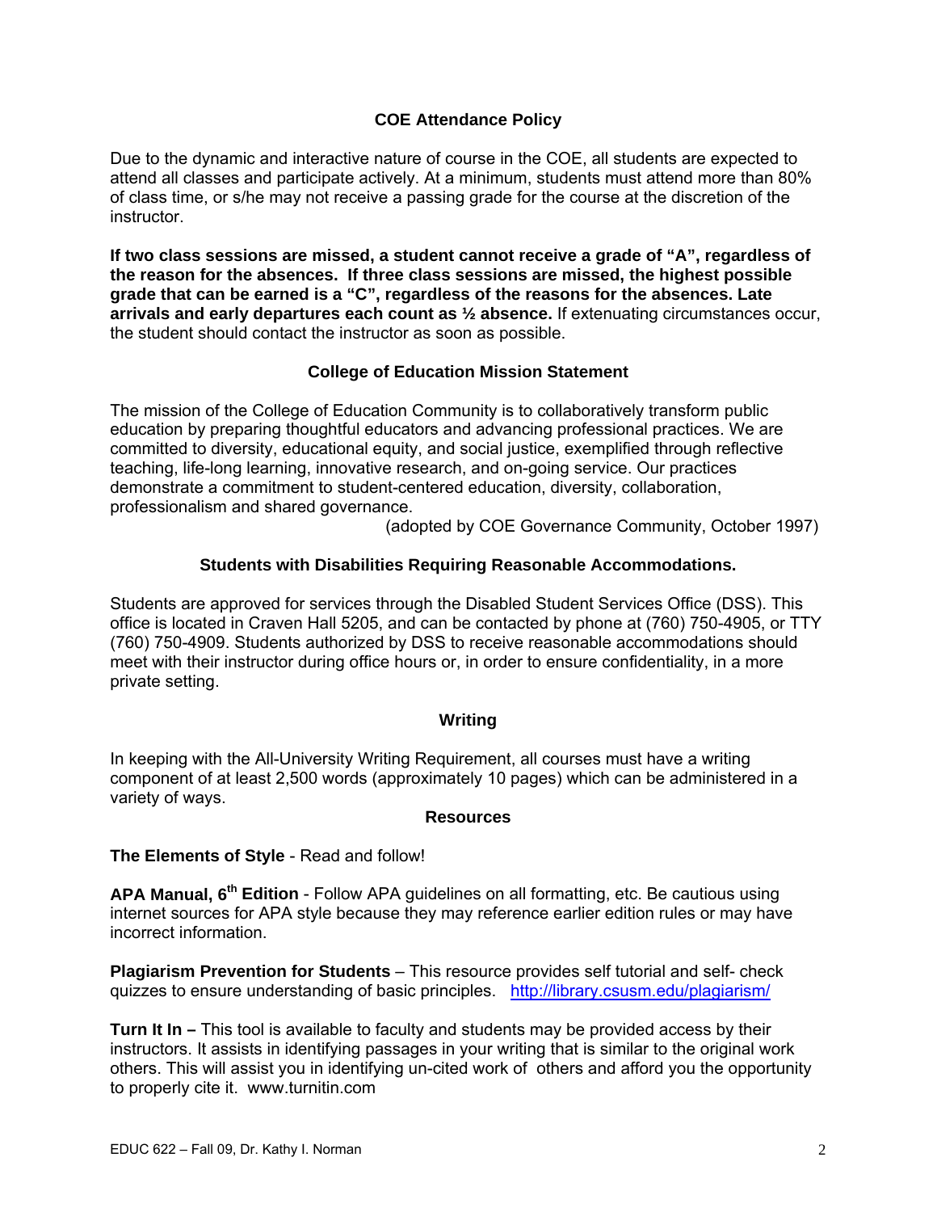## COE Attendance Policy

Due to the dynamic and interactive nature of course in the COE, all students are expected to attend all classes and participate actively. At a minimum, students must attend more than 80% of class time, or s/he may not receive a passing grade for the course at the discretion of the instructor.

**If two class sessions are missed, a student cannot receive a grade of "A", regardless of the reason for the absences. If three class sessions are missed, the highest possible grade that can be earned is a "C", regardless of the reasons for the absences. Late arrivals and early departures each count as ½ absence.** If extenuating circumstances occur, the student should contact the instructor as soon as possible.

## College of Education Mission Statement

The mission of the College of Education Community is to collaboratively transform public education by preparing thoughtful educators and advancing professional practices. We are committed to diversity, educational equity, and social justice, exemplified through reflective teaching, life-long learning, innovative research, and on-going service. Our practices demonstrate a commitment to student-centered education, diversity, collaboration, professionalism and shared governance.

(adopted by COE Governance Community, October 1997)

## Students with Disabilities Requiring Reasonable Accommodations.

Students are approved for services through the Disabled Student Services Office (DSS). This office is located in Craven Hall 5205, and can be contacted by phone at (760) 750-4905, or TTY (760) 750-4909. Students authorized by DSS to receive reasonable accommodations should meet with their instructor during office hours or, in order to ensure confidentiality, in a more private setting.

## Writing

In keeping with the All-University Writing Requirement, all courses must have a writing component of at least 2,500 words (approximately 10 pages) which can be administered in a variety of ways.

## Resources

**The Elements of Style** - Read and follow!

**APA Manual, 6th Edition** - Follow APA guidelines on all formatting, etc. Be cautious using internet sources for APA style because they may reference earlier edition rules or may have incorrect information.

**Plagiarism Prevention for Students** – This resource provides self tutorial and self- check quizzes to ensure understanding of basic principles. http://library.csusm.edu/plagiarism/

**Turn It In –** This tool is available to faculty and students may be provided access by their instructors. It assists in identifying passages in your writing that is similar to the original work others. This will assist you in identifying un-cited work of others and afford you the opportunity to properly cite it. www.turnitin.com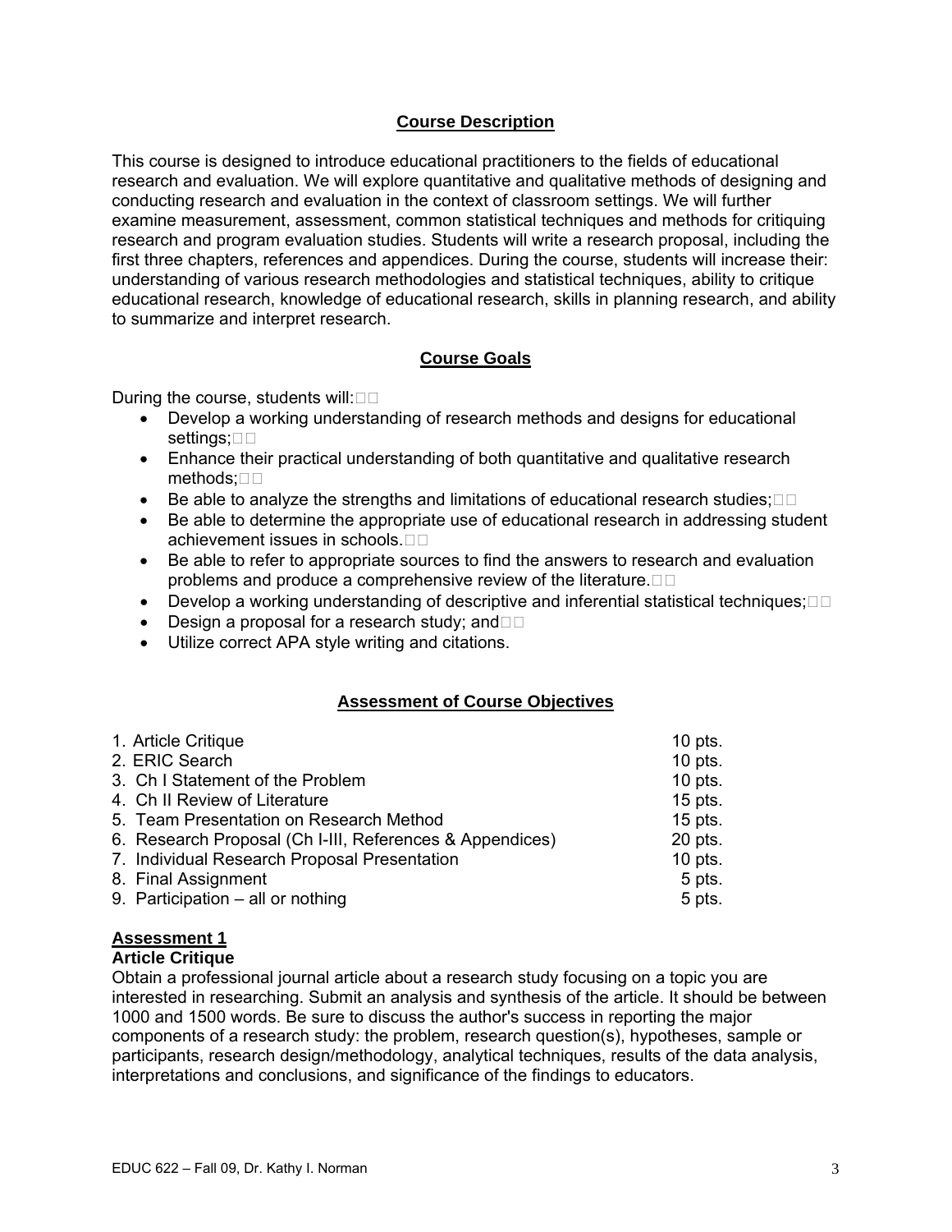## Course Description

This course is designed to introduce educational practitioners to the fields of educational research and evaluation. We will explore quantitative and qualitative methods of designing and conducting research and evaluation in the context of classroom settings. We will further examine measurement, assessment, common statistical techniques and methods for critiquing research and program evaluation studies. Students will write a research proposal, including the first three chapters, references and appendices. During the course, students will increase their: understanding of various research methodologies and statistical techniques, ability to critique educational research, knowledge of educational research, skills in planning research, and ability to summarize and interpret research.

## Course Goals

During the course, students will:

- Develop a working understanding of research methods and designs for educational settings;
- Enhance their practical understanding of both quantitative and qualitative research methods;
- Be able to analyze the strengths and limitations of educational research studies;
- Be able to determine the appropriate use of educational research in addressing student achievement issues in schools.
- Be able to refer to appropriate sources to find the answers to research and evaluation problems and produce a comprehensive review of the literature.
- Develop a working understanding of descriptive and inferential statistical techniques;
- Design a proposal for a research study; and
- Utilize correct APA style writing and citations.

## Assessment of Course Objectives

| | |
|---|---|
| 1. Article Critique | 10 pts. |
| 2. ERIC Search | 10 pts. |
| 3. Ch I Statement of the Problem | 10 pts. |
| 4. Ch II Review of Literature | 15 pts. |
| 5. Team Presentation on Research Method | 15 pts. |
| 6. Research Proposal (Ch I-III, References & Appendices) | 20 pts. |
| 7. Individual Research Proposal Presentation | 10 pts. |
| 8. Final Assignment | 5 pts. |
| 9. Participation – all or nothing | 5 pts. |

### Assessment 1

**Article Critique**

Obtain a professional journal article about a research study focusing on a topic you are interested in researching. Submit an analysis and synthesis of the article. It should be between 1000 and 1500 words. Be sure to discuss the author's success in reporting the major components of a research study: the problem, research question(s), hypotheses, sample or participants, research design/methodology, analytical techniques, results of the data analysis, interpretations and conclusions, and significance of the findings to educators.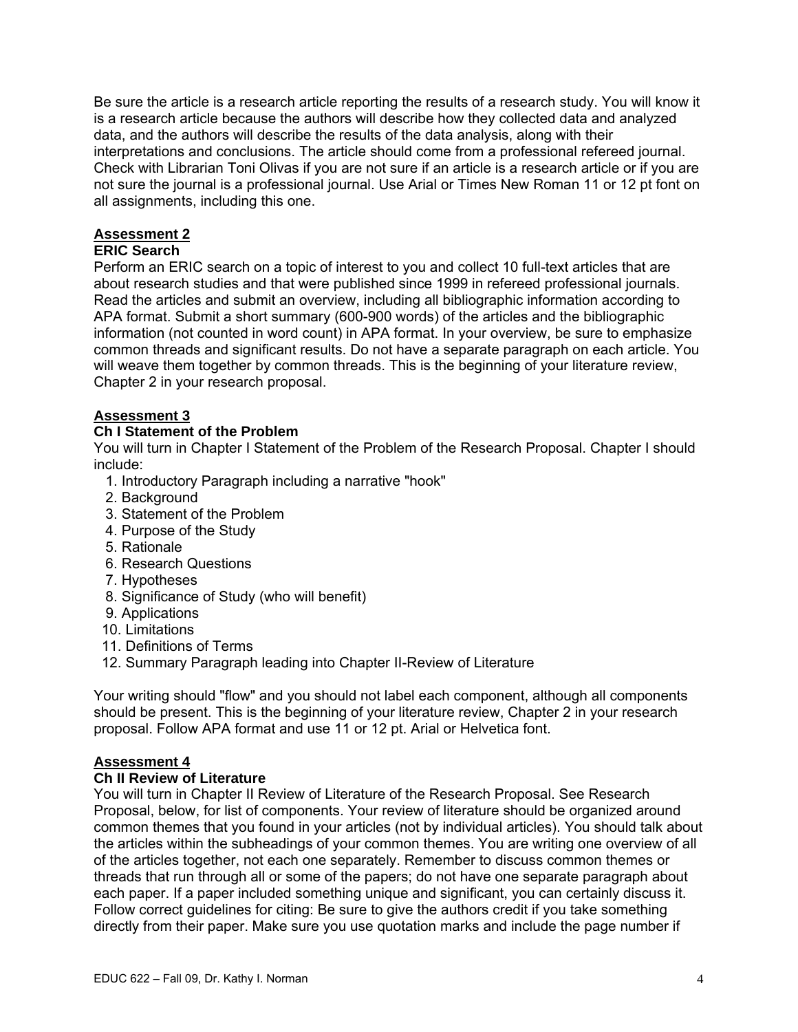Be sure the article is a research article reporting the results of a research study. You will know it is a research article because the authors will describe how they collected data and analyzed data, and the authors will describe the results of the data analysis, along with their interpretations and conclusions. The article should come from a professional refereed journal. Check with Librarian Toni Olivas if you are not sure if an article is a research article or if you are not sure the journal is a professional journal. Use Arial or Times New Roman 11 or 12 pt font on all assignments, including this one.

## Assessment 2

**ERIC Search**

Perform an ERIC search on a topic of interest to you and collect 10 full-text articles that are about research studies and that were published since 1999 in refereed professional journals. Read the articles and submit an overview, including all bibliographic information according to APA format. Submit a short summary (600-900 words) of the articles and the bibliographic information (not counted in word count) in APA format. In your overview, be sure to emphasize common threads and significant results. Do not have a separate paragraph on each article. You will weave them together by common threads. This is the beginning of your literature review, Chapter 2 in your research proposal.

## Assessment 3

**Ch I Statement of the Problem**

You will turn in Chapter I Statement of the Problem of the Research Proposal. Chapter I should include:

1. Introductory Paragraph including a narrative "hook"
2. Background
3. Statement of the Problem
4. Purpose of the Study
5. Rationale
6. Research Questions
7. Hypotheses
8. Significance of Study (who will benefit)
9. Applications
10. Limitations
11. Definitions of Terms
12. Summary Paragraph leading into Chapter II-Review of Literature

Your writing should "flow" and you should not label each component, although all components should be present. This is the beginning of your literature review, Chapter 2 in your research proposal. Follow APA format and use 11 or 12 pt. Arial or Helvetica font.

## Assessment 4

**Ch II Review of Literature**

You will turn in Chapter II Review of Literature of the Research Proposal. See Research Proposal, below, for list of components. Your review of literature should be organized around common themes that you found in your articles (not by individual articles). You should talk about the articles within the subheadings of your common themes. You are writing one overview of all of the articles together, not each one separately. Remember to discuss common themes or threads that run through all or some of the papers; do not have one separate paragraph about each paper. If a paper included something unique and significant, you can certainly discuss it. Follow correct guidelines for citing: Be sure to give the authors credit if you take something directly from their paper. Make sure you use quotation marks and include the page number if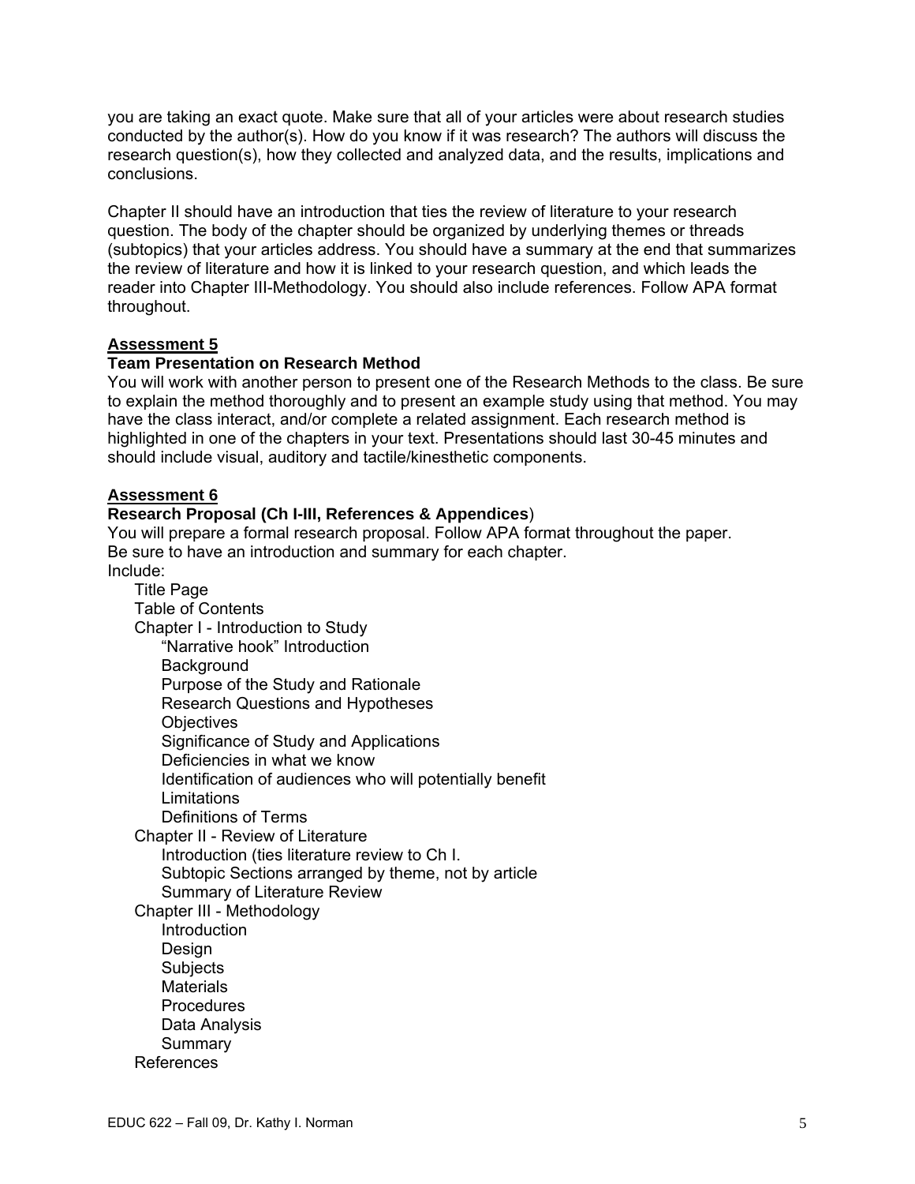you are taking an exact quote. Make sure that all of your articles were about research studies conducted by the author(s). How do you know if it was research? The authors will discuss the research question(s), how they collected and analyzed data, and the results, implications and conclusions.

Chapter II should have an introduction that ties the review of literature to your research question. The body of the chapter should be organized by underlying themes or threads (subtopics) that your articles address. You should have a summary at the end that summarizes the review of literature and how it is linked to your research question, and which leads the reader into Chapter III-Methodology. You should also include references. Follow APA format throughout.

## Assessment 5

### Team Presentation on Research Method

You will work with another person to present one of the Research Methods to the class. Be sure to explain the method thoroughly and to present an example study using that method. You may have the class interact, and/or complete a related assignment. Each research method is highlighted in one of the chapters in your text. Presentations should last 30-45 minutes and should include visual, auditory and tactile/kinesthetic components.

## Assessment 6

### Research Proposal (Ch I-III, References & Appendices)

You will prepare a formal research proposal. Follow APA format throughout the paper.
Be sure to have an introduction and summary for each chapter.
Include:

- Title Page
- Table of Contents
- Chapter I - Introduction to Study
  - "Narrative hook" Introduction
  - Background
  - Purpose of the Study and Rationale
  - Research Questions and Hypotheses
  - Objectives
  - Significance of Study and Applications
  - Deficiencies in what we know
  - Identification of audiences who will potentially benefit
  - Limitations
  - Definitions of Terms
- Chapter II - Review of Literature
  - Introduction (ties literature review to Ch I.
  - Subtopic Sections arranged by theme, not by article
  - Summary of Literature Review
- Chapter III - Methodology
  - Introduction
  - Design
  - Subjects
  - Materials
  - Procedures
  - Data Analysis
  - Summary
- References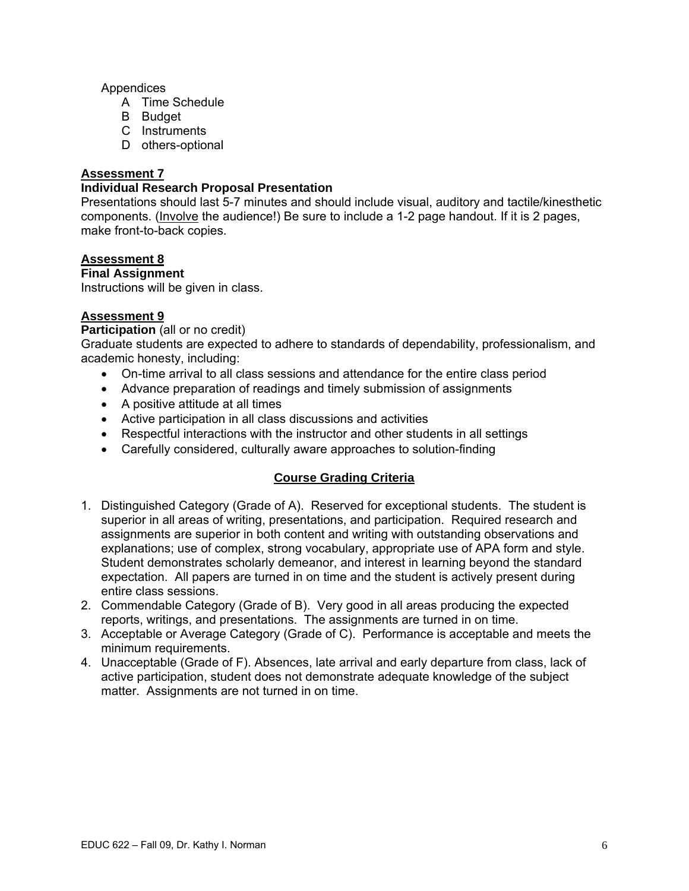Appendices

- A Time Schedule
- B Budget
- C Instruments
- D others-optional

**Assessment 7**

**Individual Research Proposal Presentation**

Presentations should last 5-7 minutes and should include visual, auditory and tactile/kinesthetic components. (Involve the audience!) Be sure to include a 1-2 page handout. If it is 2 pages, make front-to-back copies.

**Assessment 8**

**Final Assignment**

Instructions will be given in class.

**Assessment 9**

**Participation** (all or no credit)

Graduate students are expected to adhere to standards of dependability, professionalism, and academic honesty, including:

- On-time arrival to all class sessions and attendance for the entire class period
- Advance preparation of readings and timely submission of assignments
- A positive attitude at all times
- Active participation in all class discussions and activities
- Respectful interactions with the instructor and other students in all settings
- Carefully considered, culturally aware approaches to solution-finding

## Course Grading Criteria

1. Distinguished Category (Grade of A). Reserved for exceptional students. The student is superior in all areas of writing, presentations, and participation. Required research and assignments are superior in both content and writing with outstanding observations and explanations; use of complex, strong vocabulary, appropriate use of APA form and style. Student demonstrates scholarly demeanor, and interest in learning beyond the standard expectation. All papers are turned in on time and the student is actively present during entire class sessions.
2. Commendable Category (Grade of B). Very good in all areas producing the expected reports, writings, and presentations. The assignments are turned in on time.
3. Acceptable or Average Category (Grade of C). Performance is acceptable and meets the minimum requirements.
4. Unacceptable (Grade of F). Absences, late arrival and early departure from class, lack of active participation, student does not demonstrate adequate knowledge of the subject matter. Assignments are not turned in on time.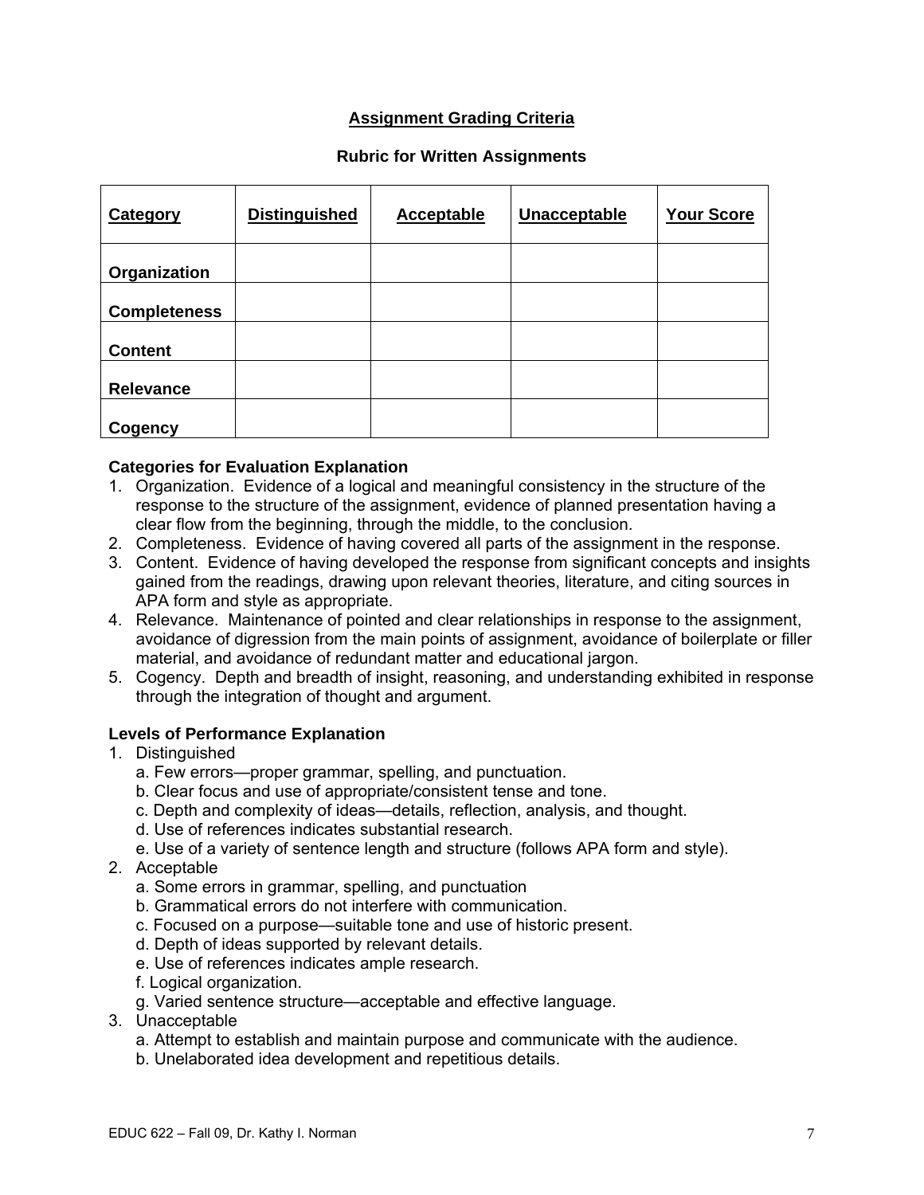## Assignment Grading Criteria

### Rubric for Written Assignments

| Category | Distinguished | Acceptable | Unacceptable | Your Score |
|---|---|---|---|---|
| **Organization** | | | | |
| **Completeness** | | | | |
| **Content** | | | | |
| **Relevance** | | | | |
| **Cogency** | | | | |

**Categories for Evaluation Explanation**

1. Organization. Evidence of a logical and meaningful consistency in the structure of the response to the structure of the assignment, evidence of planned presentation having a clear flow from the beginning, through the middle, to the conclusion.
2. Completeness. Evidence of having covered all parts of the assignment in the response.
3. Content. Evidence of having developed the response from significant concepts and insights gained from the readings, drawing upon relevant theories, literature, and citing sources in APA form and style as appropriate.
4. Relevance. Maintenance of pointed and clear relationships in response to the assignment, avoidance of digression from the main points of assignment, avoidance of boilerplate or filler material, and avoidance of redundant matter and educational jargon.
5. Cogency. Depth and breadth of insight, reasoning, and understanding exhibited in response through the integration of thought and argument.

**Levels of Performance Explanation**

1. Distinguished
   a. Few errors—proper grammar, spelling, and punctuation.
   b. Clear focus and use of appropriate/consistent tense and tone.
   c. Depth and complexity of ideas—details, reflection, analysis, and thought.
   d. Use of references indicates substantial research.
   e. Use of a variety of sentence length and structure (follows APA form and style).
2. Acceptable
   a. Some errors in grammar, spelling, and punctuation
   b. Grammatical errors do not interfere with communication.
   c. Focused on a purpose—suitable tone and use of historic present.
   d. Depth of ideas supported by relevant details.
   e. Use of references indicates ample research.
   f. Logical organization.
   g. Varied sentence structure—acceptable and effective language.
3. Unacceptable
   a. Attempt to establish and maintain purpose and communicate with the audience.
   b. Unelaborated idea development and repetitious details.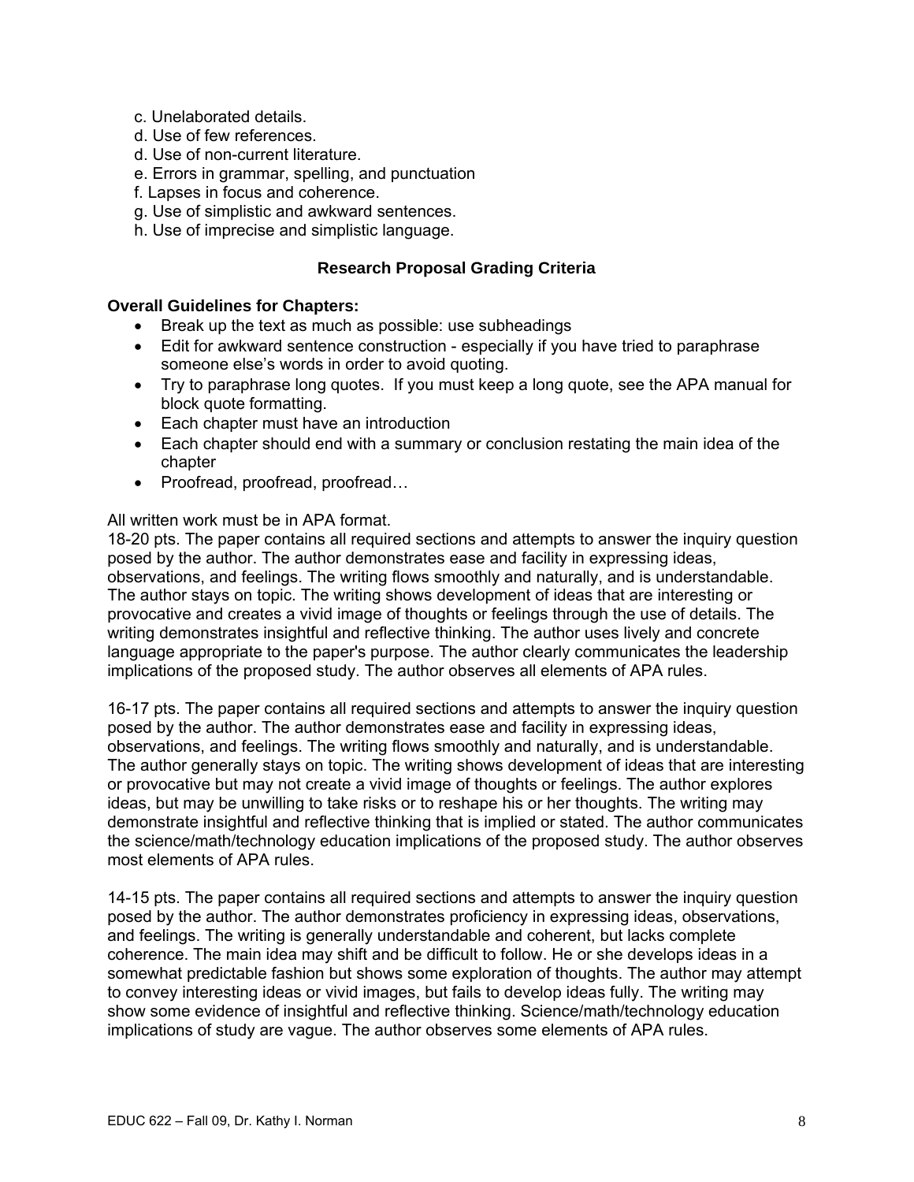c. Unelaborated details.
d. Use of few references.
d. Use of non-current literature.
e. Errors in grammar, spelling, and punctuation
f. Lapses in focus and coherence.
g. Use of simplistic and awkward sentences.
h. Use of imprecise and simplistic language.

### Research Proposal Grading Criteria

**Overall Guidelines for Chapters:**

- Break up the text as much as possible: use subheadings
- Edit for awkward sentence construction - especially if you have tried to paraphrase someone else's words in order to avoid quoting.
- Try to paraphrase long quotes. If you must keep a long quote, see the APA manual for block quote formatting.
- Each chapter must have an introduction
- Each chapter should end with a summary or conclusion restating the main idea of the chapter
- Proofread, proofread, proofread…

All written work must be in APA format.
18-20 pts. The paper contains all required sections and attempts to answer the inquiry question posed by the author. The author demonstrates ease and facility in expressing ideas, observations, and feelings. The writing flows smoothly and naturally, and is understandable. The author stays on topic. The writing shows development of ideas that are interesting or provocative and creates a vivid image of thoughts or feelings through the use of details. The writing demonstrates insightful and reflective thinking. The author uses lively and concrete language appropriate to the paper's purpose. The author clearly communicates the leadership implications of the proposed study. The author observes all elements of APA rules.

16-17 pts. The paper contains all required sections and attempts to answer the inquiry question posed by the author. The author demonstrates ease and facility in expressing ideas, observations, and feelings. The writing flows smoothly and naturally, and is understandable. The author generally stays on topic. The writing shows development of ideas that are interesting or provocative but may not create a vivid image of thoughts or feelings. The author explores ideas, but may be unwilling to take risks or to reshape his or her thoughts. The writing may demonstrate insightful and reflective thinking that is implied or stated. The author communicates the science/math/technology education implications of the proposed study. The author observes most elements of APA rules.

14-15 pts. The paper contains all required sections and attempts to answer the inquiry question posed by the author. The author demonstrates proficiency in expressing ideas, observations, and feelings. The writing is generally understandable and coherent, but lacks complete coherence. The main idea may shift and be difficult to follow. He or she develops ideas in a somewhat predictable fashion but shows some exploration of thoughts. The author may attempt to convey interesting ideas or vivid images, but fails to develop ideas fully. The writing may show some evidence of insightful and reflective thinking. Science/math/technology education implications of study are vague. The author observes some elements of APA rules.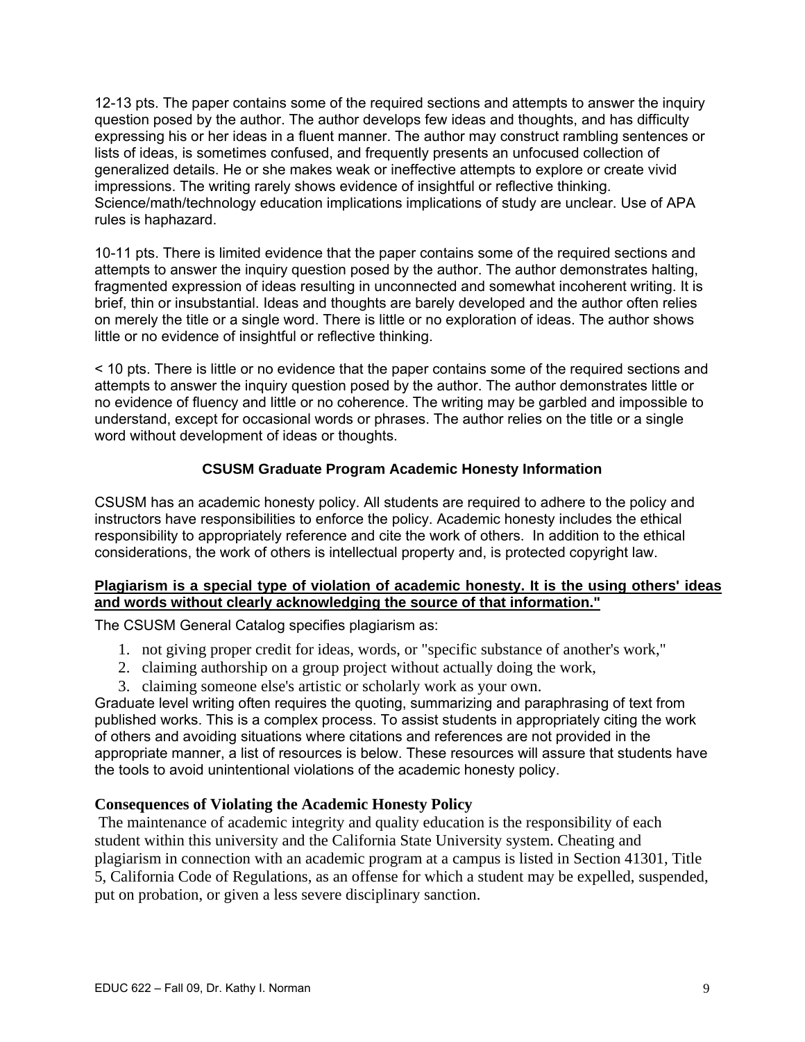12-13 pts. The paper contains some of the required sections and attempts to answer the inquiry question posed by the author. The author develops few ideas and thoughts, and has difficulty expressing his or her ideas in a fluent manner. The author may construct rambling sentences or lists of ideas, is sometimes confused, and frequently presents an unfocused collection of generalized details. He or she makes weak or ineffective attempts to explore or create vivid impressions. The writing rarely shows evidence of insightful or reflective thinking. Science/math/technology education implications implications of study are unclear. Use of APA rules is haphazard.

10-11 pts. There is limited evidence that the paper contains some of the required sections and attempts to answer the inquiry question posed by the author. The author demonstrates halting, fragmented expression of ideas resulting in unconnected and somewhat incoherent writing. It is brief, thin or insubstantial. Ideas and thoughts are barely developed and the author often relies on merely the title or a single word. There is little or no exploration of ideas. The author shows little or no evidence of insightful or reflective thinking.

< 10 pts. There is little or no evidence that the paper contains some of the required sections and attempts to answer the inquiry question posed by the author. The author demonstrates little or no evidence of fluency and little or no coherence. The writing may be garbled and impossible to understand, except for occasional words or phrases. The author relies on the title or a single word without development of ideas or thoughts.

## CSUSM Graduate Program Academic Honesty Information

CSUSM has an academic honesty policy. All students are required to adhere to the policy and instructors have responsibilities to enforce the policy. Academic honesty includes the ethical responsibility to appropriately reference and cite the work of others. In addition to the ethical considerations, the work of others is intellectual property and, is protected copyright law.

**Plagiarism is a special type of violation of academic honesty. It is the using others' ideas and words without clearly acknowledging the source of that information."**

The CSUSM General Catalog specifies plagiarism as:

1. not giving proper credit for ideas, words, or "specific substance of another's work,"
2. claiming authorship on a group project without actually doing the work,
3. claiming someone else's artistic or scholarly work as your own.

Graduate level writing often requires the quoting, summarizing and paraphrasing of text from published works. This is a complex process. To assist students in appropriately citing the work of others and avoiding situations where citations and references are not provided in the appropriate manner, a list of resources is below. These resources will assure that students have the tools to avoid unintentional violations of the academic honesty policy.

### Consequences of Violating the Academic Honesty Policy

The maintenance of academic integrity and quality education is the responsibility of each student within this university and the California State University system. Cheating and plagiarism in connection with an academic program at a campus is listed in Section 41301, Title 5, California Code of Regulations, as an offense for which a student may be expelled, suspended, put on probation, or given a less severe disciplinary sanction.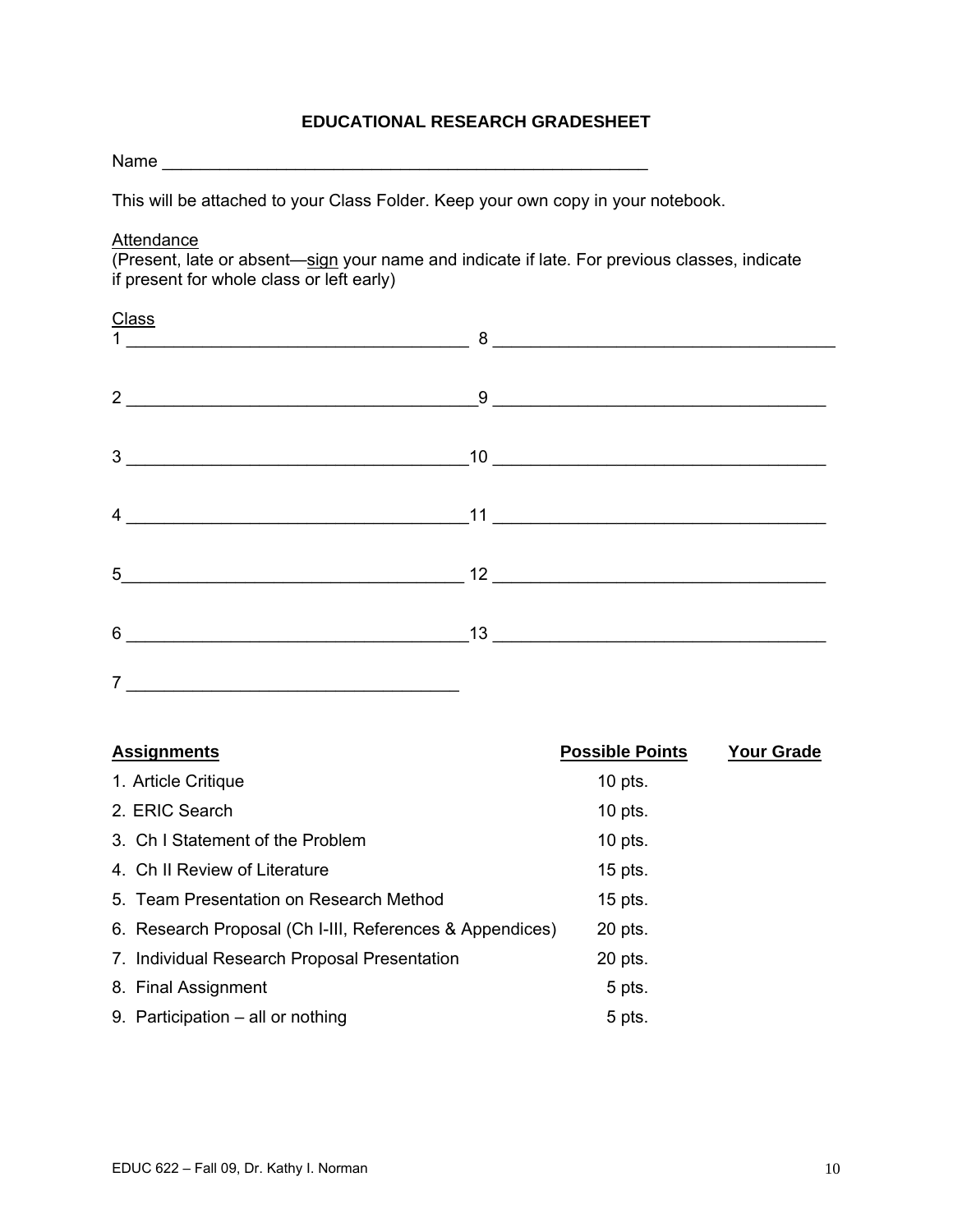## EDUCATIONAL RESEARCH GRADESHEET

Name ____________________________________________________

This will be attached to your Class Folder. Keep your own copy in your notebook.

Attendance
(Present, late or absent—sign your name and indicate if late. For previous classes, indicate if present for whole class or left early)

Class

1 ____________________________________ 8 ____________________________________

2 ____________________________________ 9 ____________________________________

3 ____________________________________ 10 ____________________________________

4 ____________________________________ 11 ____________________________________

5 ____________________________________ 12 ____________________________________

6 ____________________________________ 13 ____________________________________

7 ____________________________________

| **Assignments** | **Possible Points** | **Your Grade** |
|---|---|---|
| 1. Article Critique | 10 pts. | |
| 2. ERIC Search | 10 pts. | |
| 3. Ch I Statement of the Problem | 10 pts. | |
| 4. Ch II Review of Literature | 15 pts. | |
| 5. Team Presentation on Research Method | 15 pts. | |
| 6. Research Proposal (Ch I-III, References & Appendices) | 20 pts. | |
| 7. Individual Research Proposal Presentation | 20 pts. | |
| 8. Final Assignment | 5 pts. | |
| 9. Participation – all or nothing | 5 pts. | |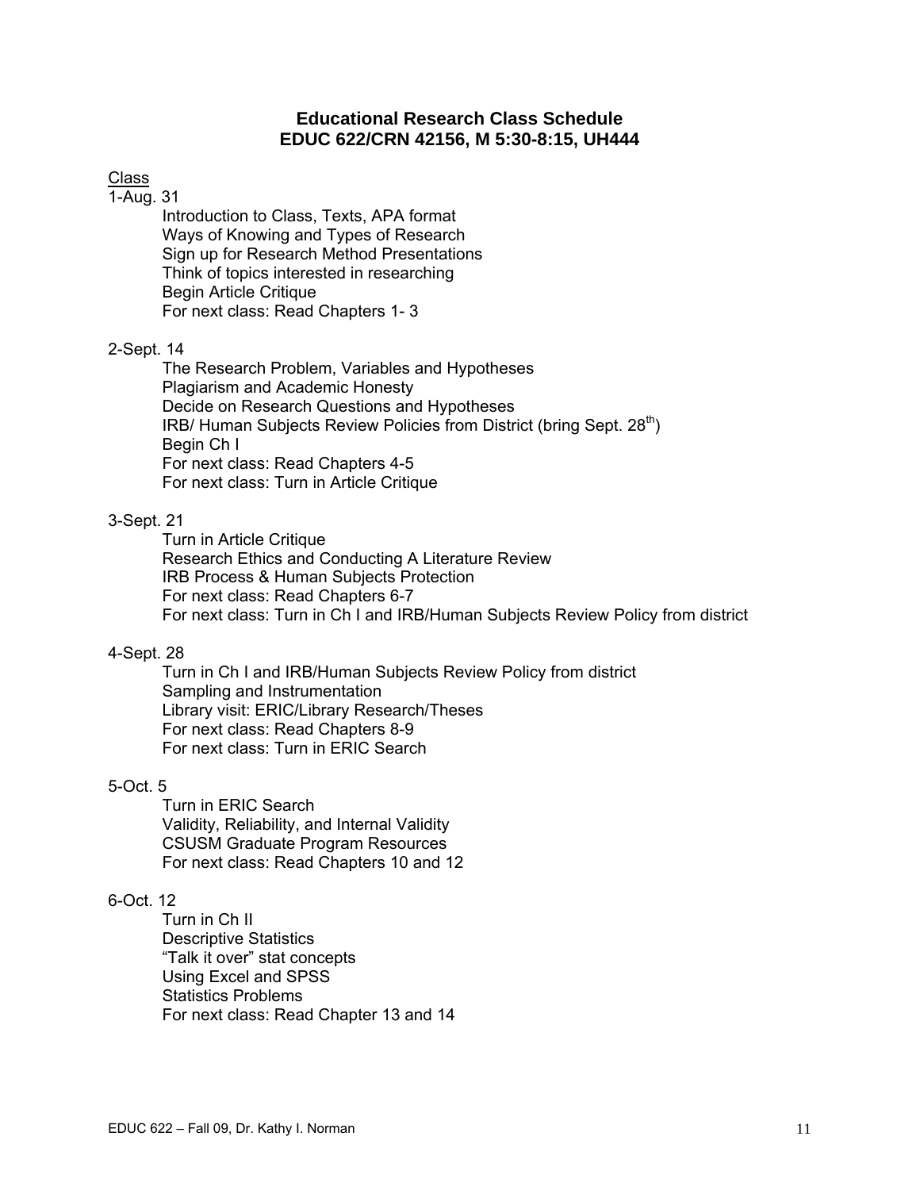# Educational Research Class Schedule
## EDUC 622/CRN 42156, M 5:30-8:15, UH444

<u>Class</u>

1-Aug. 31

- Introduction to Class, Texts, APA format
- Ways of Knowing and Types of Research
- Sign up for Research Method Presentations
- Think of topics interested in researching
- Begin Article Critique
- For next class: Read Chapters 1- 3

2-Sept. 14

- The Research Problem, Variables and Hypotheses
- Plagiarism and Academic Honesty
- Decide on Research Questions and Hypotheses
- IRB/ Human Subjects Review Policies from District (bring Sept. 28th)
- Begin Ch I
- For next class: Read Chapters 4-5
- For next class: Turn in Article Critique

3-Sept. 21

- Turn in Article Critique
- Research Ethics and Conducting A Literature Review
- IRB Process & Human Subjects Protection
- For next class: Read Chapters 6-7
- For next class: Turn in Ch I and IRB/Human Subjects Review Policy from district

4-Sept. 28

- Turn in Ch I and IRB/Human Subjects Review Policy from district
- Sampling and Instrumentation
- Library visit: ERIC/Library Research/Theses
- For next class: Read Chapters 8-9
- For next class: Turn in ERIC Search

5-Oct. 5

- Turn in ERIC Search
- Validity, Reliability, and Internal Validity
- CSUSM Graduate Program Resources
- For next class: Read Chapters 10 and 12

6-Oct. 12

- Turn in Ch II
- Descriptive Statistics
- "Talk it over" stat concepts
- Using Excel and SPSS
- Statistics Problems
- For next class: Read Chapter 13 and 14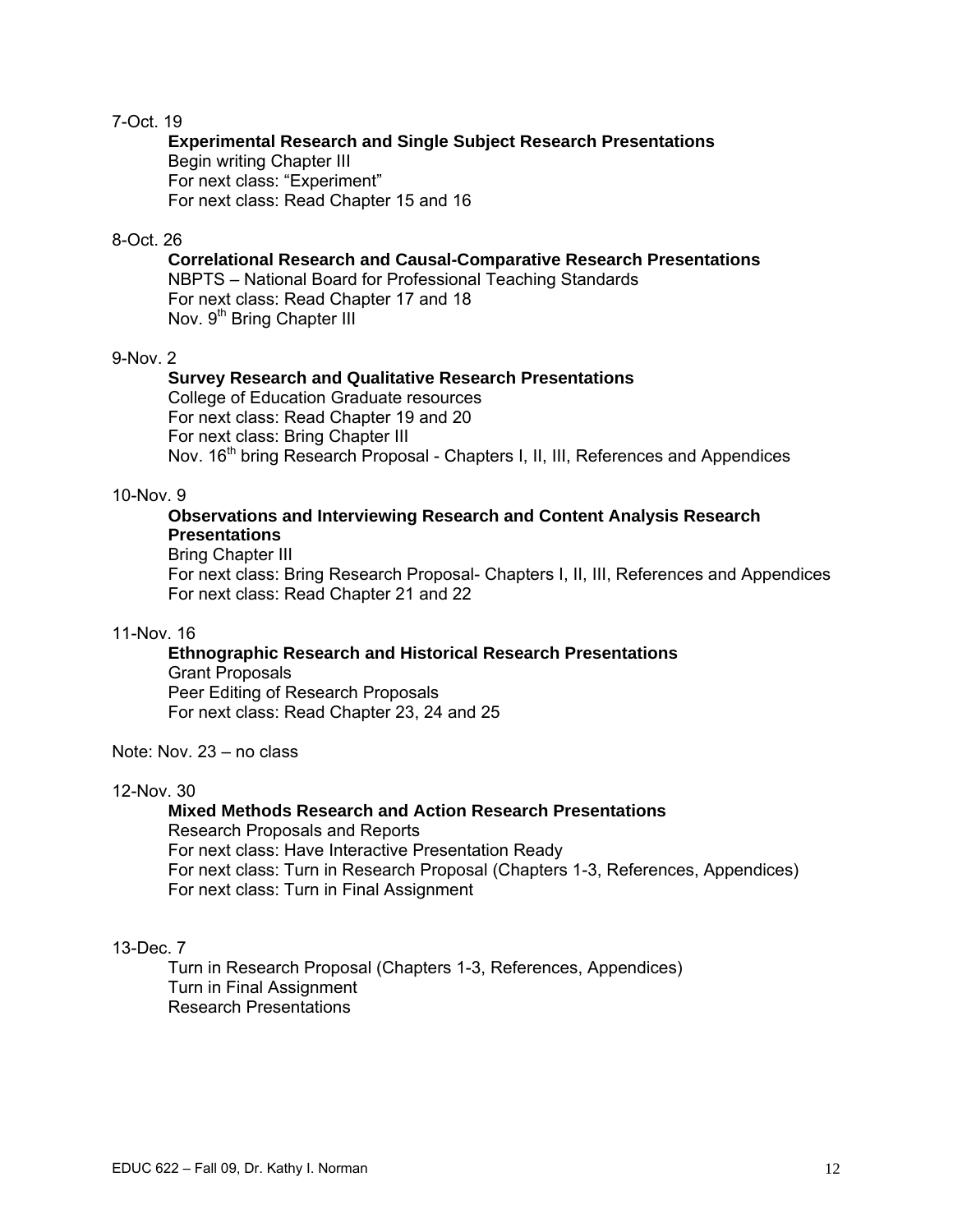7-Oct. 19

**Experimental Research and Single Subject Research Presentations**
Begin writing Chapter III
For next class: "Experiment"
For next class: Read Chapter 15 and 16

8-Oct. 26

**Correlational Research and Causal-Comparative Research Presentations**
NBPTS – National Board for Professional Teaching Standards
For next class: Read Chapter 17 and 18
Nov. 9th Bring Chapter III

9-Nov. 2

**Survey Research and Qualitative Research Presentations**
College of Education Graduate resources
For next class: Read Chapter 19 and 20
For next class: Bring Chapter III
Nov. 16th bring Research Proposal - Chapters I, II, III, References and Appendices

10-Nov. 9

**Observations and Interviewing Research and Content Analysis Research Presentations**
Bring Chapter III
For next class: Bring Research Proposal- Chapters I, II, III, References and Appendices
For next class: Read Chapter 21 and 22

11-Nov. 16

**Ethnographic Research and Historical Research Presentations**
Grant Proposals
Peer Editing of Research Proposals
For next class: Read Chapter 23, 24 and 25

Note: Nov. 23 – no class

12-Nov. 30

**Mixed Methods Research and Action Research Presentations**
Research Proposals and Reports
For next class: Have Interactive Presentation Ready
For next class: Turn in Research Proposal (Chapters 1-3, References, Appendices)
For next class: Turn in Final Assignment

13-Dec. 7

Turn in Research Proposal (Chapters 1-3, References, Appendices)
Turn in Final Assignment
Research Presentations